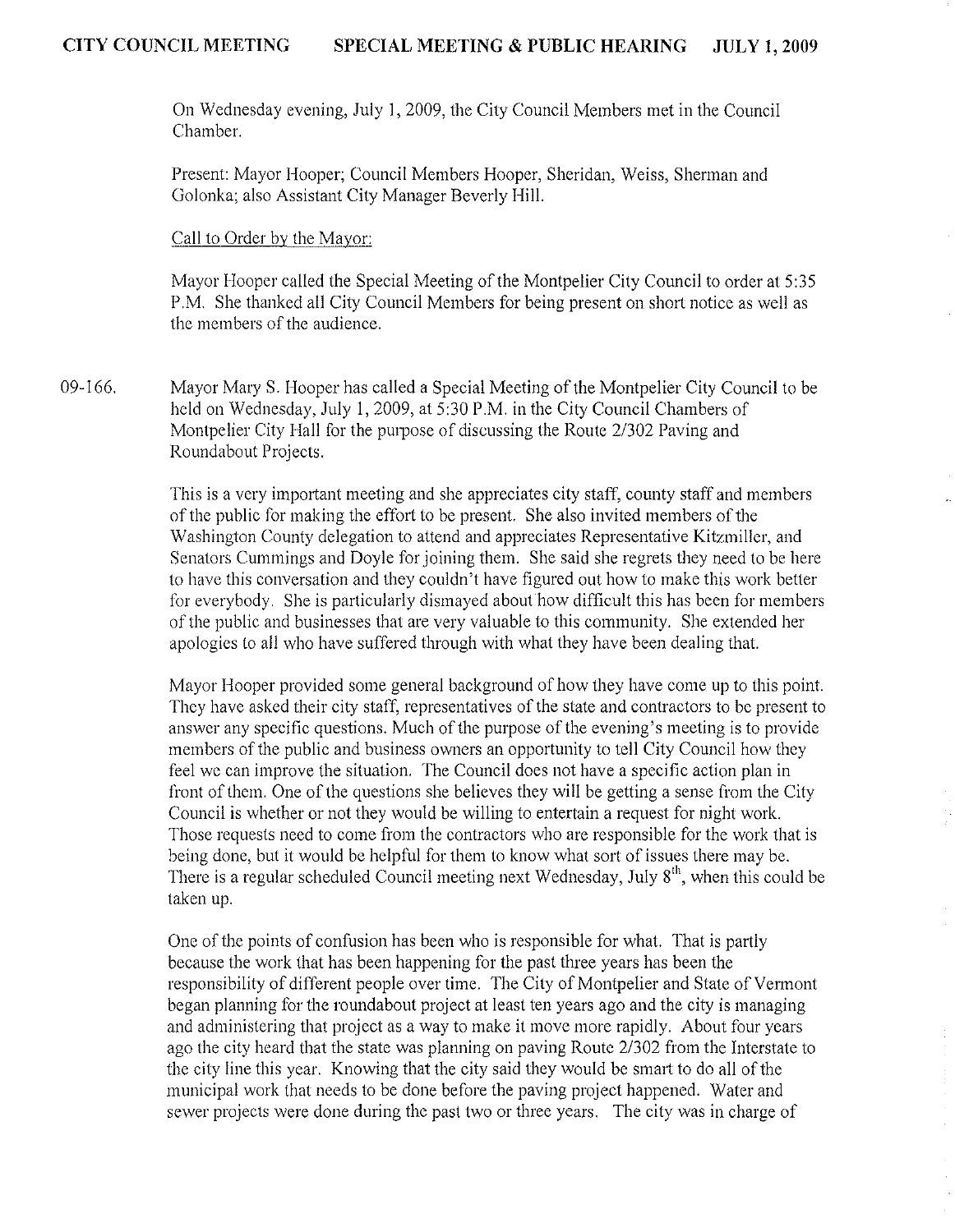# CITY COUNCIL MEETING — SPECIAL MEETING & PUBLIC HEARING — JULY 1, 2009

On Wednesday evening, July 1, 2009, the City Council Members met in the Council Chamber.

Present: Mayor Hooper; Council Members Hooper, Sheridan, Weiss, Sherman and Golonka; also Assistant City Manager Beverly Hill.

Call to Order by the Mayor:

Mayor Hooper called the Special Meeting of the Montpelier City Council to order at 5:35 P.M. She thanked all City Council Members for being present on short notice as well as the members of the audience.

09-166. Mayor Mary S. Hooper has called a Special Meeting of the Montpelier City Council to be held on Wednesday, July 1, 2009, at 5:30 P.M. in the City Council Chambers of Montpelier City Hall for the purpose of discussing the Route 2/302 Paving and Roundabout Projects.

This is a very important meeting and she appreciates city staff, county staff and members of the public for making the effort to be present. She also invited members of the Washington County delegation to attend and appreciates Representative Kitzmiller, and Senators Cummings and Doyle for joining them. She said she regrets they need to be here to have this conversation and they couldn't have figured out how to make this work better for everybody. She is particularly dismayed about how difficult this has been for members of the public and businesses that are very valuable to this community. She extended her apologies to all who have suffered through with what they have been dealing that.

Mayor Hooper provided some general background of how they have come up to this point. They have asked their city staff, representatives of the state and contractors to be present to answer any specific questions. Much of the purpose of the evening's meeting is to provide members of the public and business owners an opportunity to tell City Council how they feel we can improve the situation. The Council does not have a specific action plan in front of them. One of the questions she believes they will be getting a sense from the City Council is whether or not they would be willing to entertain a request for night work. Those requests need to come from the contractors who are responsible for the work that is being done, but it would be helpful for them to know what sort of issues there may be. There is a regular scheduled Council meeting next Wednesday, July 8th, when this could be taken up.

One of the points of confusion has been who is responsible for what. That is partly because the work that has been happening for the past three years has been the responsibility of different people over time. The City of Montpelier and State of Vermont began planning for the roundabout project at least ten years ago and the city is managing and administering that project as a way to make it move more rapidly. About four years ago the city heard that the state was planning on paving Route 2/302 from the Interstate to the city line this year. Knowing that the city said they would be smart to do all of the municipal work that needs to be done before the paving project happened. Water and sewer projects were done during the past two or three years. The city was in charge of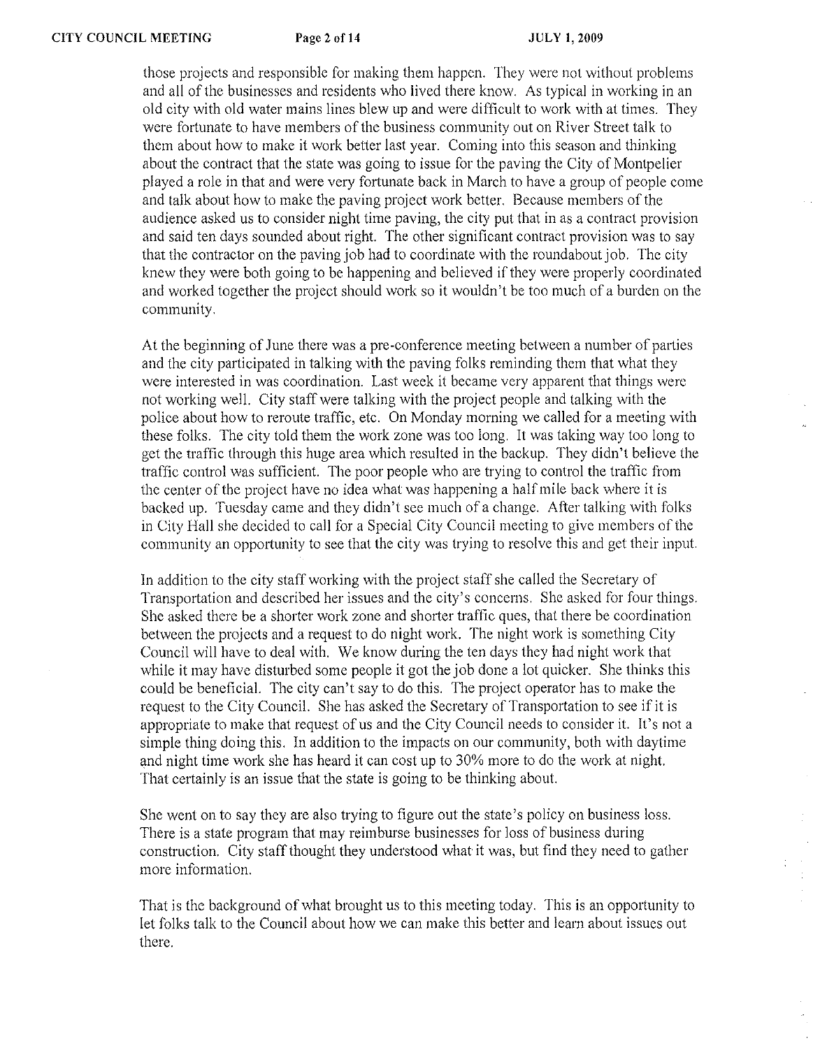those projects and responsible for making them happen. They were not without problems and all of the businesses and residents who lived there know. As typical in working in an old city with old water mains lines blew up and were difficult to work with at times. They were fortunate to have members of the business community out on River Street talk to them about how to make it work better last year. Coming into this season and thinking about the contract that the state was going to issue for the paving the City of Montpelier played a role in that and were very fortunate back in March to have a group of people come and talk about how to make the paving project work better. Because members of the audience asked us to consider night time paving, the city put that in as a contract provision and said ten days sounded about right. The other significant contract provision was to say that the contractor on the paving job had to coordinate with the roundabout job. The city knew they were both going to be happening and believed if they were properly coordinated and worked together the project should work so it wouldn't be too much of a burden on the community.

At the beginning of June there was a pre-conference meeting between a number of parties and the city participated in talking with the paving folks reminding them that what they were interested in was coordination. Last week it became very apparent that things were not working well. City staff were talking with the project people and talking with the police about how to reroute traffic, etc. On Monday morning we called for a meeting with these folks. The city told them the work zone was too long. It was taking way too long to get the traffic through this huge area which resulted in the backup. They didn't believe the traffic control was sufficient. The poor people who are trying to control the traffic from the center of the project have no idea what was happening a half mile back where it is backed up. Tuesday came and they didn't see much of a change. After talking with folks in City Hall she decided to call for a Special City Council meeting to give members of the community an opportunity to see that the city was trying to resolve this and get their input.

In addition to the city staff working with the project staff she called the Secretary of Transportation and described her issues and the city's concerns. She asked for four things. She asked there be a shorter work zone and shorter traffic ques, that there be coordination between the projects and a request to do night work. The night work is something City Council will have to deal with. We know during the ten days they had night work that while it may have disturbed some people it got the job done a lot quicker. She thinks this could be beneficial. The city can't say to do this. The project operator has to make the request to the City Council. She has asked the Secretary of Transportation to see if it is appropriate to make that request of us and the City Council needs to consider it. It's not a simple thing doing this. In addition to the impacts on our community, both with daytime and night time work she has heard it can cost up to 30% more to do the work at night. That certainly is an issue that the state is going to be thinking about.

She went on to say they are also trying to figure out the state's policy on business loss. There is a state program that may reimburse businesses for loss of business during construction. City staff thought they understood what it was, but find they need to gather more information.

That is the background of what brought us to this meeting today. This is an opportunity to let folks talk to the Council about how we can make this better and learn about issues out there.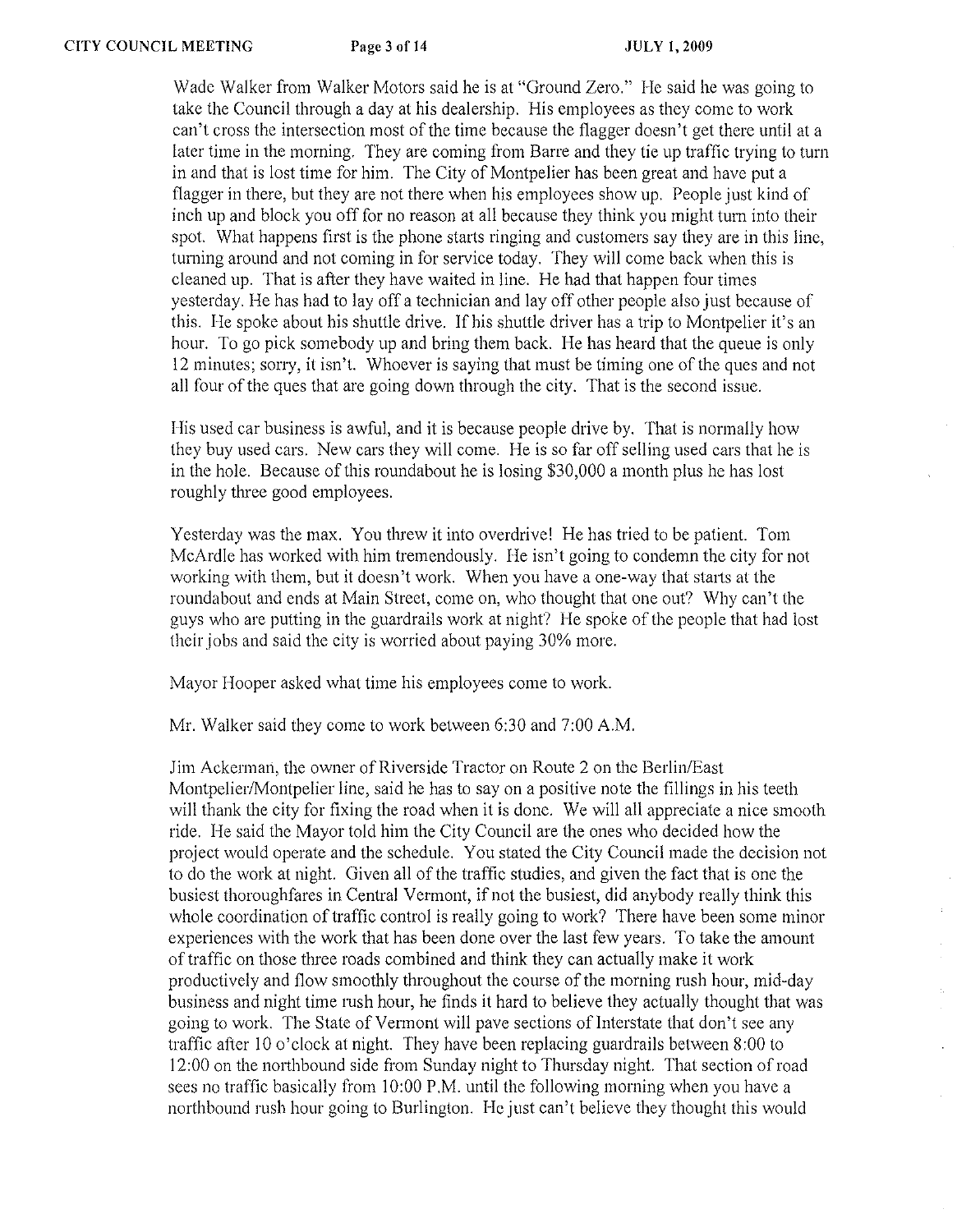Wade Walker from Walker Motors said he is at "Ground Zero." He said he was going to take the Council through a day at his dealership. His employees as they come to work can't cross the intersection most of the time because the flagger doesn't get there until at a later time in the morning. They are coming from Barre and they tie up traffic trying to turn in and that is lost time for him. The City of Montpelier has been great and have put a flagger in there, but they are not there when his employees show up. People just kind of inch up and block you off for no reason at all because they think you might turn into their spot. What happens first is the phone starts ringing and customers say they are in this line, turning around and not coming in for service today. They will come back when this is cleaned up. That is after they have waited in line. He had that happen four times yesterday. He has had to lay off a technician and lay off other people also just because of this. He spoke about his shuttle drive. If his shuttle driver has a trip to Montpelier it's an hour. To go pick somebody up and bring them back. He has heard that the queue is only 12 minutes; sorry, it isn't. Whoever is saying that must be timing one of the ques and not all four of the ques that are going down through the city. That is the second issue.

His used car business is awful, and it is because people drive by. That is normally how they buy used cars. New cars they will come. He is so far off selling used cars that he is in the hole. Because of this roundabout he is losing $30,000 a month plus he has lost roughly three good employees.

Yesterday was the max. You threw it into overdrive! He has tried to be patient. Tom McArdle has worked with him tremendously. He isn't going to condemn the city for not working with them, but it doesn't work. When you have a one-way that starts at the roundabout and ends at Main Street, come on, who thought that one out? Why can't the guys who are putting in the guardrails work at night? He spoke of the people that had lost their jobs and said the city is worried about paying 30% more.

Mayor Hooper asked what time his employees come to work.

Mr. Walker said they come to work between 6:30 and 7:00 A.M.

Jim Ackerman, the owner of Riverside Tractor on Route 2 on the Berlin/East Montpelier/Montpelier line, said he has to say on a positive note the fillings in his teeth will thank the city for fixing the road when it is done. We will all appreciate a nice smooth ride. He said the Mayor told him the City Council are the ones who decided how the project would operate and the schedule. You stated the City Council made the decision not to do the work at night. Given all of the traffic studies, and given the fact that is one the busiest thoroughfares in Central Vermont, if not the busiest, did anybody really think this whole coordination of traffic control is really going to work? There have been some minor experiences with the work that has been done over the last few years. To take the amount of traffic on those three roads combined and think they can actually make it work productively and flow smoothly throughout the course of the morning rush hour, mid-day business and night time rush hour, he finds it hard to believe they actually thought that was going to work. The State of Vermont will pave sections of Interstate that don't see any traffic after 10 o'clock at night. They have been replacing guardrails between 8:00 to 12:00 on the northbound side from Sunday night to Thursday night. That section of road sees no traffic basically from 10:00 P.M. until the following morning when you have a northbound rush hour going to Burlington. He just can't believe they thought this would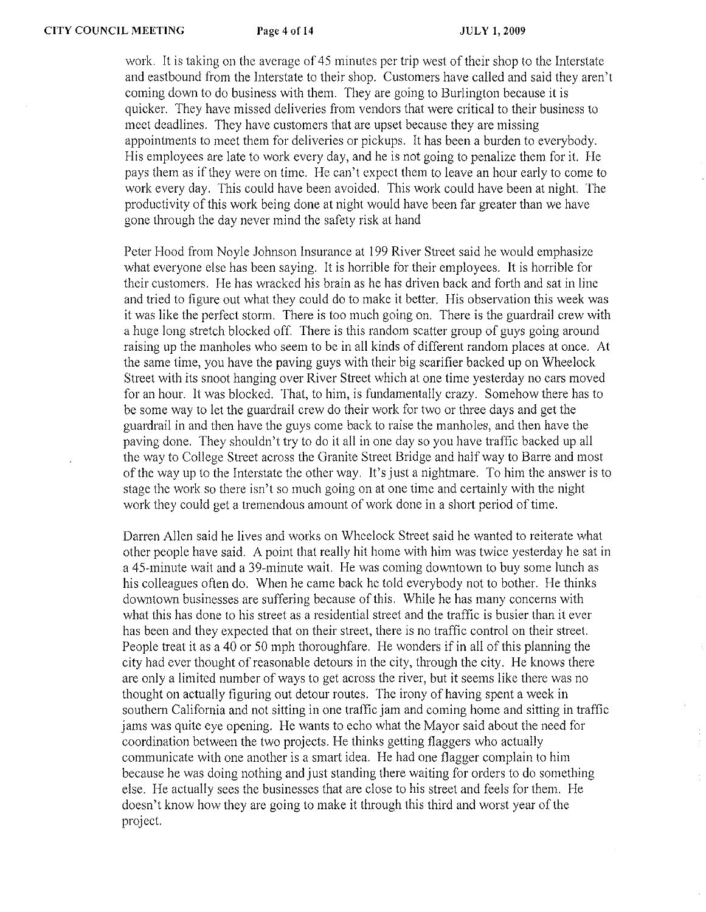work. It is taking on the average of 45 minutes per trip west of their shop to the Interstate and eastbound from the Interstate to their shop. Customers have called and said they aren't coming down to do business with them. They are going to Burlington because it is quicker. They have missed deliveries from vendors that were critical to their business to meet deadlines. They have customers that are upset because they are missing appointments to meet them for deliveries or pickups. It has been a burden to everybody. His employees are late to work every day, and he is not going to penalize them for it. He pays them as if they were on time. He can't expect them to leave an hour early to come to work every day. This could have been avoided. This work could have been at night. The productivity of this work being done at night would have been far greater than we have gone through the day never mind the safety risk at hand

Peter Hood from Noyle Johnson Insurance at 199 River Street said he would emphasize what everyone else has been saying. It is horrible for their employees. It is horrible for their customers. He has wracked his brain as he has driven back and forth and sat in line and tried to figure out what they could do to make it better. His observation this week was it was like the perfect storm. There is too much going on. There is the guardrail crew with a huge long stretch blocked off. There is this random scatter group of guys going around raising up the manholes who seem to be in all kinds of different random places at once. At the same time, you have the paving guys with their big scarifier backed up on Wheelock Street with its snoot hanging over River Street which at one time yesterday no cars moved for an hour. It was blocked. That, to him, is fundamentally crazy. Somehow there has to be some way to let the guardrail crew do their work for two or three days and get the guardrail in and then have the guys come back to raise the manholes, and then have the paving done. They shouldn't try to do it all in one day so you have traffic backed up all the way to College Street across the Granite Street Bridge and half way to Barre and most of the way up to the Interstate the other way. It's just a nightmare. To him the answer is to stage the work so there isn't so much going on at one time and certainly with the night work they could get a tremendous amount of work done in a short period of time.

Darren Allen said he lives and works on Wheelock Street said he wanted to reiterate what other people have said. A point that really hit home with him was twice yesterday he sat in a 45-minute wait and a 39-minute wait. He was coming downtown to buy some lunch as his colleagues often do. When he came back he told everybody not to bother. He thinks downtown businesses are suffering because of this. While he has many concerns with what this has done to his street as a residential street and the traffic is busier than it ever has been and they expected that on their street, there is no traffic control on their street. People treat it as a 40 or 50 mph thoroughfare. He wonders if in all of this planning the city had ever thought of reasonable detours in the city, through the city. He knows there are only a limited number of ways to get across the river, but it seems like there was no thought on actually figuring out detour routes. The irony of having spent a week in southern California and not sitting in one traffic jam and coming home and sitting in traffic jams was quite eye opening. He wants to echo what the Mayor said about the need for coordination between the two projects. He thinks getting flaggers who actually communicate with one another is a smart idea. He had one flagger complain to him because he was doing nothing and just standing there waiting for orders to do something else. He actually sees the businesses that are close to his street and feels for them. He doesn't know how they are going to make it through this third and worst year of the project.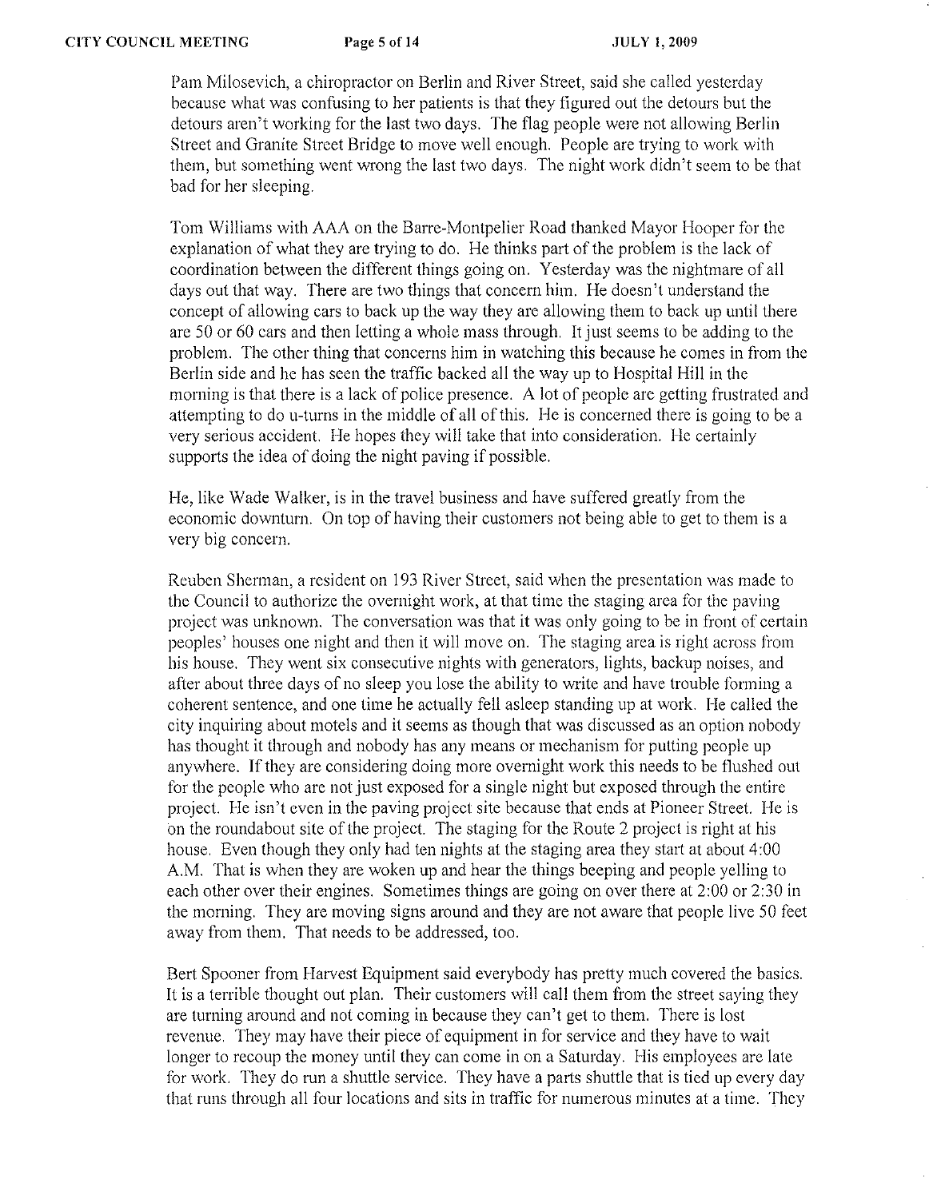Pam Milosevich, a chiropractor on Berlin and River Street, said she called yesterday because what was confusing to her patients is that they figured out the detours but the detours aren't working for the last two days. The flag people were not allowing Berlin Street and Granite Street Bridge to move well enough. People are trying to work with them, but something went wrong the last two days. The night work didn't seem to be that bad for her sleeping.

Tom Williams with AAA on the Barre-Montpelier Road thanked Mayor Hooper for the explanation of what they are trying to do. He thinks part of the problem is the lack of coordination between the different things going on. Yesterday was the nightmare of all days out that way. There are two things that concern him. He doesn't understand the concept of allowing cars to back up the way they are allowing them to back up until there are 50 or 60 cars and then letting a whole mass through. It just seems to be adding to the problem. The other thing that concerns him in watching this because he comes in from the Berlin side and he has seen the traffic backed all the way up to Hospital Hill in the morning is that there is a lack of police presence. A lot of people are getting frustrated and attempting to do u-turns in the middle of all of this. He is concerned there is going to be a very serious accident. He hopes they will take that into consideration. He certainly supports the idea of doing the night paving if possible.

He, like Wade Walker, is in the travel business and have suffered greatly from the economic downturn. On top of having their customers not being able to get to them is a very big concern.

Reuben Sherman, a resident on 193 River Street, said when the presentation was made to the Council to authorize the overnight work, at that time the staging area for the paving project was unknown. The conversation was that it was only going to be in front of certain peoples' houses one night and then it will move on. The staging area is right across from his house. They went six consecutive nights with generators, lights, backup noises, and after about three days of no sleep you lose the ability to write and have trouble forming a coherent sentence, and one time he actually fell asleep standing up at work. He called the city inquiring about motels and it seems as though that was discussed as an option nobody has thought it through and nobody has any means or mechanism for putting people up anywhere. If they are considering doing more overnight work this needs to be flushed out for the people who are not just exposed for a single night but exposed through the entire project. He isn't even in the paving project site because that ends at Pioneer Street. He is on the roundabout site of the project. The staging for the Route 2 project is right at his house. Even though they only had ten nights at the staging area they start at about 4:00 A.M. That is when they are woken up and hear the things beeping and people yelling to each other over their engines. Sometimes things are going on over there at 2:00 or 2:30 in the morning. They are moving signs around and they are not aware that people live 50 feet away from them. That needs to be addressed, too.

Bert Spooner from Harvest Equipment said everybody has pretty much covered the basics. It is a terrible thought out plan. Their customers will call them from the street saying they are turning around and not coming in because they can't get to them. There is lost revenue. They may have their piece of equipment in for service and they have to wait longer to recoup the money until they can come in on a Saturday. His employees are late for work. They do run a shuttle service. They have a parts shuttle that is tied up every day that runs through all four locations and sits in traffic for numerous minutes at a time. They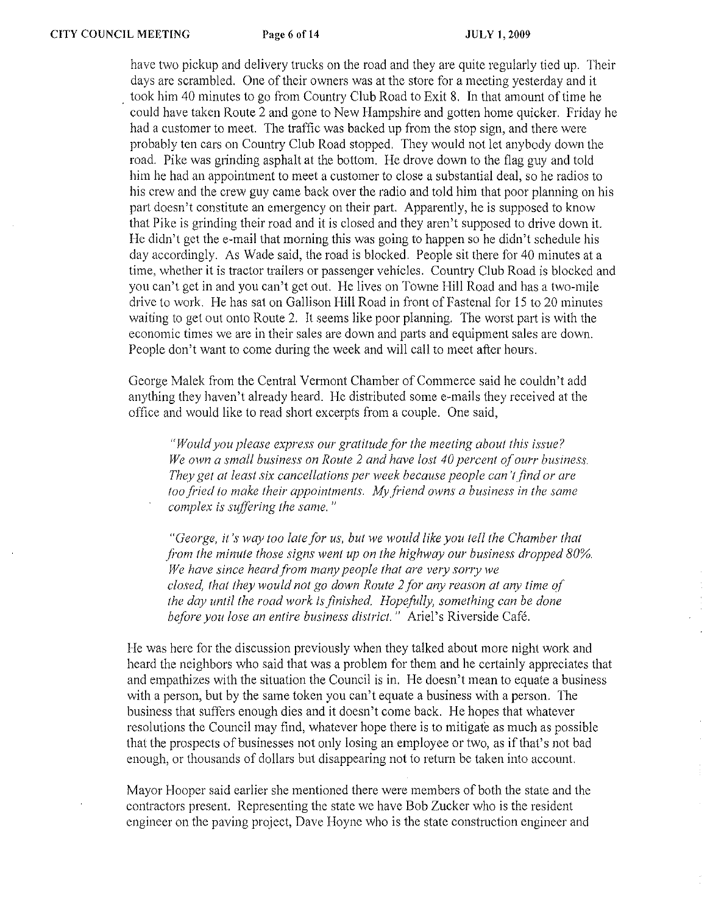have two pickup and delivery trucks on the road and they are quite regularly tied up. Their days are scrambled. One of their owners was at the store for a meeting yesterday and it took him 40 minutes to go from Country Club Road to Exit 8. In that amount of time he could have taken Route 2 and gone to New Hampshire and gotten home quicker. Friday he had a customer to meet. The traffic was backed up from the stop sign, and there were probably ten cars on Country Club Road stopped. They would not let anybody down the road. Pike was grinding asphalt at the bottom. He drove down to the flag guy and told him he had an appointment to meet a customer to close a substantial deal, so he radios to his crew and the crew guy came back over the radio and told him that poor planning on his part doesn't constitute an emergency on their part. Apparently, he is supposed to know that Pike is grinding their road and it is closed and they aren't supposed to drive down it. He didn't get the e-mail that morning this was going to happen so he didn't schedule his day accordingly. As Wade said, the road is blocked. People sit there for 40 minutes at a time, whether it is tractor trailers or passenger vehicles. Country Club Road is blocked and you can't get in and you can't get out. He lives on Towne Hill Road and has a two-mile drive to work. He has sat on Gallison Hill Road in front of Fastenal for 15 to 20 minutes waiting to get out onto Route 2. It seems like poor planning. The worst part is with the economic times we are in their sales are down and parts and equipment sales are down. People don't want to come during the week and will call to meet after hours.

George Malek from the Central Vermont Chamber of Commerce said he couldn't add anything they haven't already heard. He distributed some e-mails they received at the office and would like to read short excerpts from a couple. One said,

> *"Would you please express our gratitude for the meeting about this issue? We own a small business on Route 2 and have lost 40 percent of ourr business. They get at least six cancellations per week because people can't find or are too fried to make their appointments. My friend owns a business in the same complex is suffering the same."*

> *"George, it's way too late for us, but we would like you tell the Chamber that from the minute those signs went up on the highway our business dropped 80%. We have since heard from many people that are very sorry we closed, that they would not go down Route 2 for any reason at any time of the day until the road work is finished. Hopefully, something can be done before you lose an entire business district."* Ariel's Riverside Café.

He was here for the discussion previously when they talked about more night work and heard the neighbors who said that was a problem for them and he certainly appreciates that and empathizes with the situation the Council is in. He doesn't mean to equate a business with a person, but by the same token you can't equate a business with a person. The business that suffers enough dies and it doesn't come back. He hopes that whatever resolutions the Council may find, whatever hope there is to mitigate as much as possible that the prospects of businesses not only losing an employee or two, as if that's not bad enough, or thousands of dollars but disappearing not to return be taken into account.

Mayor Hooper said earlier she mentioned there were members of both the state and the contractors present. Representing the state we have Bob Zucker who is the resident engineer on the paving project, Dave Hoyne who is the state construction engineer and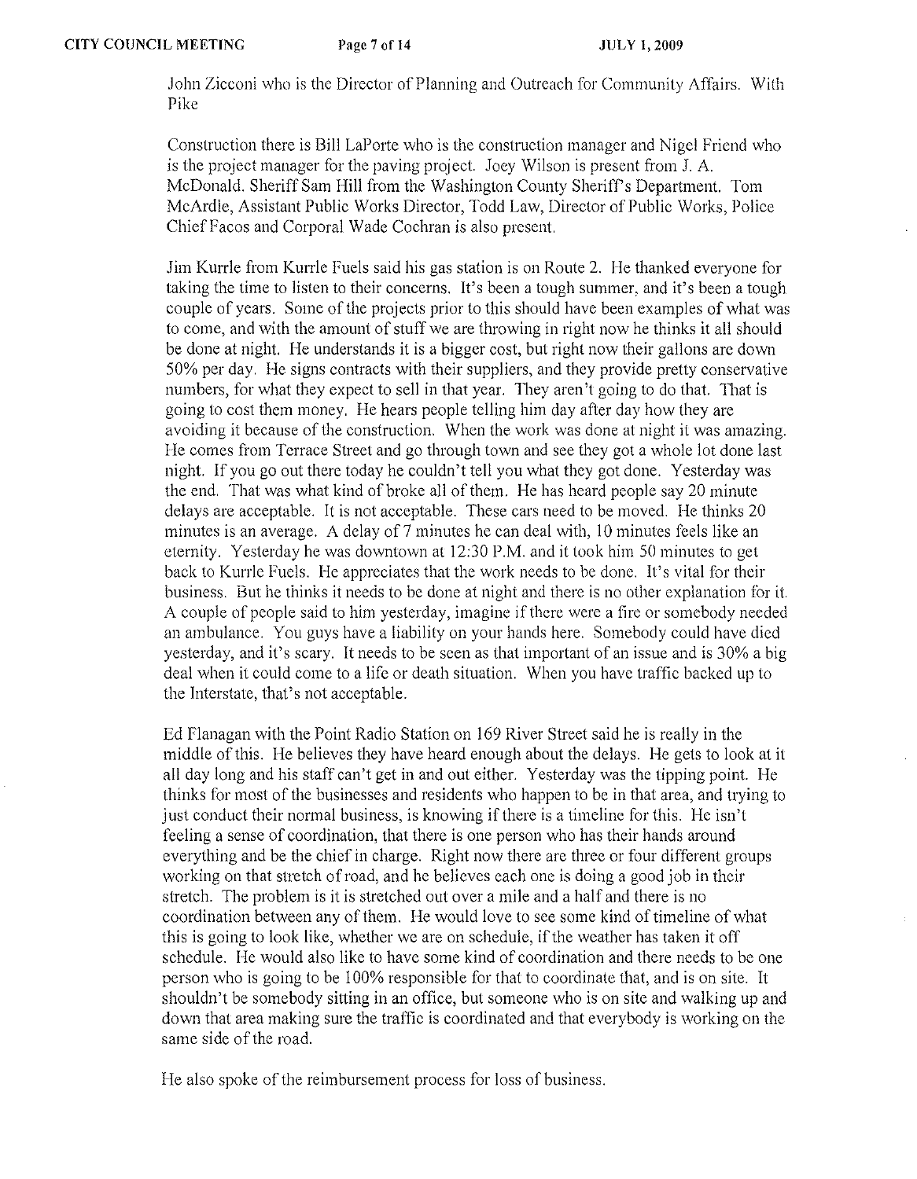John Zicconi who is the Director of Planning and Outreach for Community Affairs. With Pike

Construction there is Bill LaPorte who is the construction manager and Nigel Friend who is the project manager for the paving project. Joey Wilson is present from J. A. McDonald. Sheriff Sam Hill from the Washington County Sheriff's Department. Tom McArdle, Assistant Public Works Director, Todd Law, Director of Public Works, Police Chief Facos and Corporal Wade Cochran is also present.

Jim Kurrle from Kurrle Fuels said his gas station is on Route 2. He thanked everyone for taking the time to listen to their concerns. It's been a tough summer, and it's been a tough couple of years. Some of the projects prior to this should have been examples of what was to come, and with the amount of stuff we are throwing in right now he thinks it all should be done at night. He understands it is a bigger cost, but right now their gallons are down 50% per day. He signs contracts with their suppliers, and they provide pretty conservative numbers, for what they expect to sell in that year. They aren't going to do that. That is going to cost them money. He hears people telling him day after day how they are avoiding it because of the construction. When the work was done at night it was amazing. He comes from Terrace Street and go through town and see they got a whole lot done last night. If you go out there today he couldn't tell you what they got done. Yesterday was the end. That was what kind of broke all of them. He has heard people say 20 minute delays are acceptable. It is not acceptable. These cars need to be moved. He thinks 20 minutes is an average. A delay of 7 minutes he can deal with, 10 minutes feels like an eternity. Yesterday he was downtown at 12:30 P.M. and it took him 50 minutes to get back to Kurrle Fuels. He appreciates that the work needs to be done. It's vital for their business. But he thinks it needs to be done at night and there is no other explanation for it. A couple of people said to him yesterday, imagine if there were a fire or somebody needed an ambulance. You guys have a liability on your hands here. Somebody could have died yesterday, and it's scary. It needs to be seen as that important of an issue and is 30% a big deal when it could come to a life or death situation. When you have traffic backed up to the Interstate, that's not acceptable.

Ed Flanagan with the Point Radio Station on 169 River Street said he is really in the middle of this. He believes they have heard enough about the delays. He gets to look at it all day long and his staff can't get in and out either. Yesterday was the tipping point. He thinks for most of the businesses and residents who happen to be in that area, and trying to just conduct their normal business, is knowing if there is a timeline for this. He isn't feeling a sense of coordination, that there is one person who has their hands around everything and be the chief in charge. Right now there are three or four different groups working on that stretch of road, and he believes each one is doing a good job in their stretch. The problem is it is stretched out over a mile and a half and there is no coordination between any of them. He would love to see some kind of timeline of what this is going to look like, whether we are on schedule, if the weather has taken it off schedule. He would also like to have some kind of coordination and there needs to be one person who is going to be 100% responsible for that to coordinate that, and is on site. It shouldn't be somebody sitting in an office, but someone who is on site and walking up and down that area making sure the traffic is coordinated and that everybody is working on the same side of the road.

He also spoke of the reimbursement process for loss of business.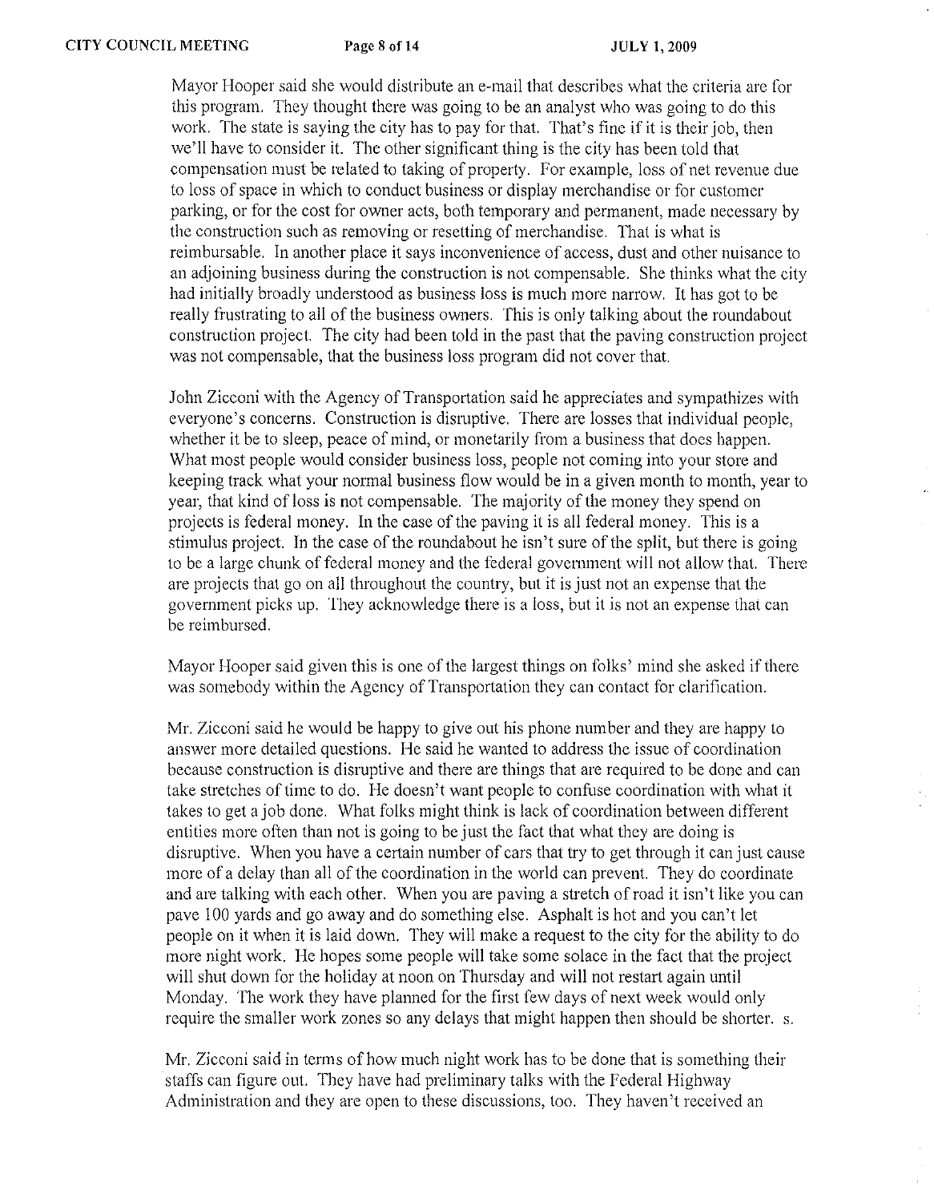Mayor Hooper said she would distribute an e-mail that describes what the criteria are for this program. They thought there was going to be an analyst who was going to do this work. The state is saying the city has to pay for that. That's fine if it is their job, then we'll have to consider it. The other significant thing is the city has been told that compensation must be related to taking of property. For example, loss of net revenue due to loss of space in which to conduct business or display merchandise or for customer parking, or for the cost for owner acts, both temporary and permanent, made necessary by the construction such as removing or resetting of merchandise. That is what is reimbursable. In another place it says inconvenience of access, dust and other nuisance to an adjoining business during the construction is not compensable. She thinks what the city had initially broadly understood as business loss is much more narrow. It has got to be really frustrating to all of the business owners. This is only talking about the roundabout construction project. The city had been told in the past that the paving construction project was not compensable, that the business loss program did not cover that.

John Zicconi with the Agency of Transportation said he appreciates and sympathizes with everyone's concerns. Construction is disruptive. There are losses that individual people, whether it be to sleep, peace of mind, or monetarily from a business that does happen. What most people would consider business loss, people not coming into your store and keeping track what your normal business flow would be in a given month to month, year to year, that kind of loss is not compensable. The majority of the money they spend on projects is federal money. In the case of the paving it is all federal money. This is a stimulus project. In the case of the roundabout he isn't sure of the split, but there is going to be a large chunk of federal money and the federal government will not allow that. There are projects that go on all throughout the country, but it is just not an expense that the government picks up. They acknowledge there is a loss, but it is not an expense that can be reimbursed.

Mayor Hooper said given this is one of the largest things on folks' mind she asked if there was somebody within the Agency of Transportation they can contact for clarification.

Mr. Zicconi said he would be happy to give out his phone number and they are happy to answer more detailed questions. He said he wanted to address the issue of coordination because construction is disruptive and there are things that are required to be done and can take stretches of time to do. He doesn't want people to confuse coordination with what it takes to get a job done. What folks might think is lack of coordination between different entities more often than not is going to be just the fact that what they are doing is disruptive. When you have a certain number of cars that try to get through it can just cause more of a delay than all of the coordination in the world can prevent. They do coordinate and are talking with each other. When you are paving a stretch of road it isn't like you can pave 100 yards and go away and do something else. Asphalt is hot and you can't let people on it when it is laid down. They will make a request to the city for the ability to do more night work. He hopes some people will take some solace in the fact that the project will shut down for the holiday at noon on Thursday and will not restart again until Monday. The work they have planned for the first few days of next week would only require the smaller work zones so any delays that might happen then should be shorter. s.

Mr. Zicconi said in terms of how much night work has to be done that is something their staffs can figure out. They have had preliminary talks with the Federal Highway Administration and they are open to these discussions, too. They haven't received an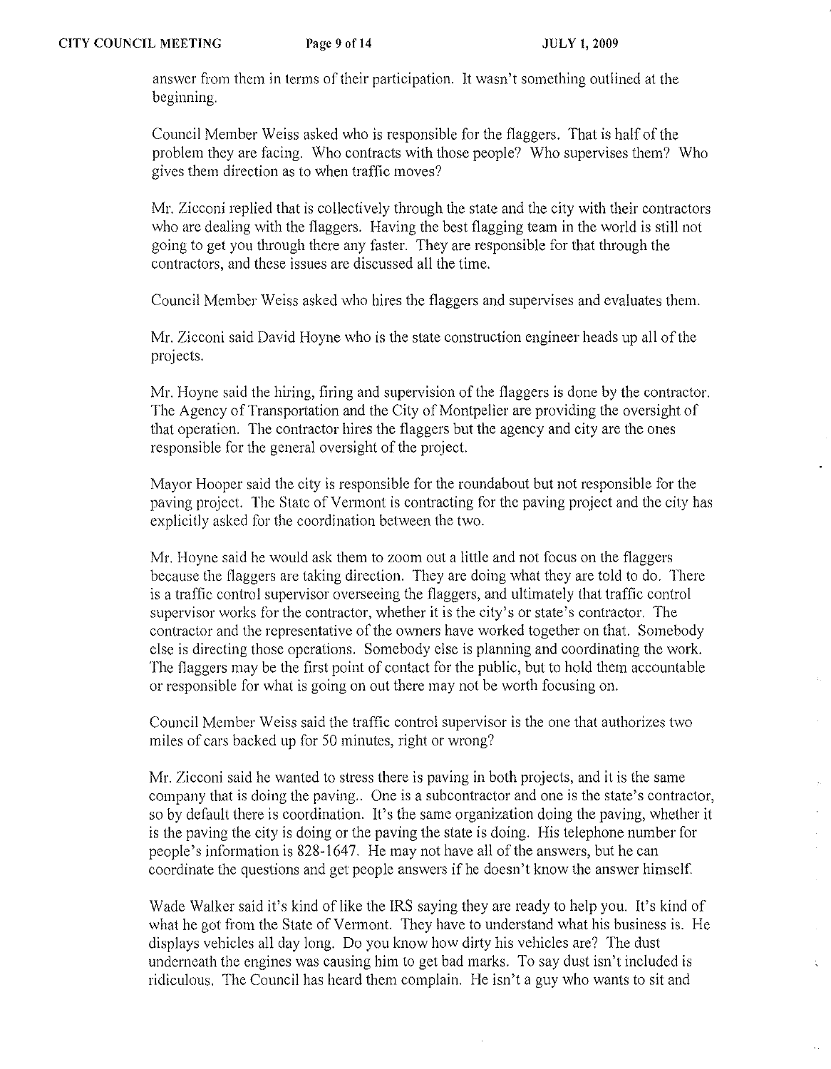answer from them in terms of their participation. It wasn't something outlined at the beginning.

Council Member Weiss asked who is responsible for the flaggers. That is half of the problem they are facing. Who contracts with those people? Who supervises them? Who gives them direction as to when traffic moves?

Mr. Zicconi replied that is collectively through the state and the city with their contractors who are dealing with the flaggers. Having the best flagging team in the world is still not going to get you through there any faster. They are responsible for that through the contractors, and these issues are discussed all the time.

Council Member Weiss asked who hires the flaggers and supervises and evaluates them.

Mr. Zicconi said David Hoyne who is the state construction engineer heads up all of the projects.

Mr. Hoyne said the hiring, firing and supervision of the flaggers is done by the contractor. The Agency of Transportation and the City of Montpelier are providing the oversight of that operation. The contractor hires the flaggers but the agency and city are the ones responsible for the general oversight of the project.

Mayor Hooper said the city is responsible for the roundabout but not responsible for the paving project. The State of Vermont is contracting for the paving project and the city has explicitly asked for the coordination between the two.

Mr. Hoyne said he would ask them to zoom out a little and not focus on the flaggers because the flaggers are taking direction. They are doing what they are told to do. There is a traffic control supervisor overseeing the flaggers, and ultimately that traffic control supervisor works for the contractor, whether it is the city's or state's contractor. The contractor and the representative of the owners have worked together on that. Somebody else is directing those operations. Somebody else is planning and coordinating the work. The flaggers may be the first point of contact for the public, but to hold them accountable or responsible for what is going on out there may not be worth focusing on.

Council Member Weiss said the traffic control supervisor is the one that authorizes two miles of cars backed up for 50 minutes, right or wrong?

Mr. Zicconi said he wanted to stress there is paving in both projects, and it is the same company that is doing the paving.. One is a subcontractor and one is the state's contractor, so by default there is coordination. It's the same organization doing the paving, whether it is the paving the city is doing or the paving the state is doing. His telephone number for people's information is 828-1647. He may not have all of the answers, but he can coordinate the questions and get people answers if he doesn't know the answer himself.

Wade Walker said it's kind of like the IRS saying they are ready to help you. It's kind of what he got from the State of Vermont. They have to understand what his business is. He displays vehicles all day long. Do you know how dirty his vehicles are? The dust underneath the engines was causing him to get bad marks. To say dust isn't included is ridiculous. The Council has heard them complain. He isn't a guy who wants to sit and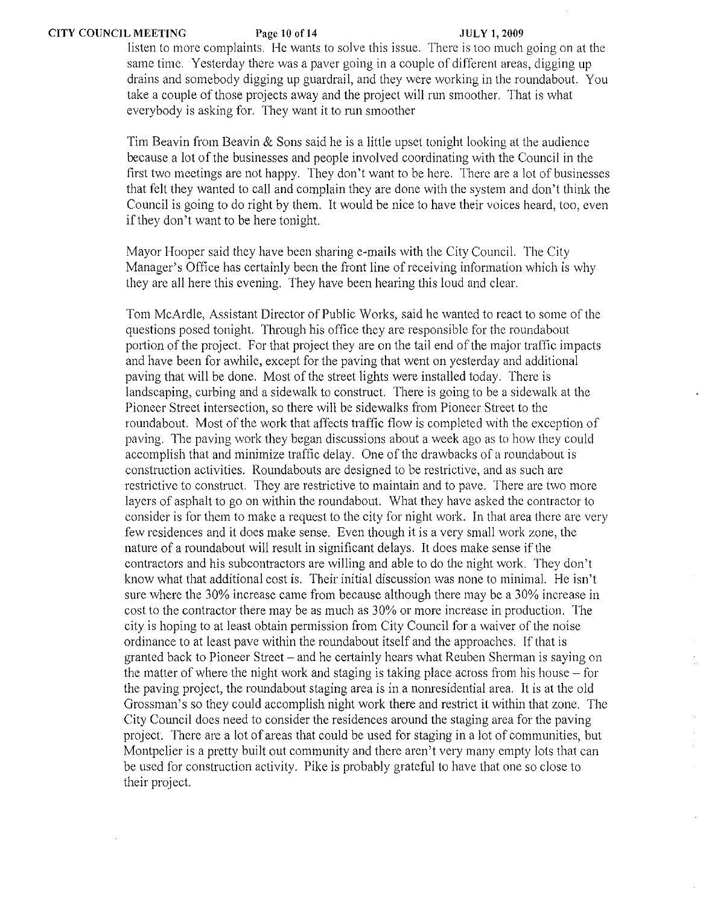listen to more complaints. He wants to solve this issue. There is too much going on at the same time. Yesterday there was a paver going in a couple of different areas, digging up drains and somebody digging up guardrail, and they were working in the roundabout. You take a couple of those projects away and the project will run smoother. That is what everybody is asking for. They want it to run smoother

Tim Beavin from Beavin & Sons said he is a little upset tonight looking at the audience because a lot of the businesses and people involved coordinating with the Council in the first two meetings are not happy. They don't want to be here. There are a lot of businesses that felt they wanted to call and complain they are done with the system and don't think the Council is going to do right by them. It would be nice to have their voices heard, too, even if they don't want to be here tonight.

Mayor Hooper said they have been sharing e-mails with the City Council. The City Manager's Office has certainly been the front line of receiving information which is why they are all here this evening. They have been hearing this loud and clear.

Tom McArdle, Assistant Director of Public Works, said he wanted to react to some of the questions posed tonight. Through his office they are responsible for the roundabout portion of the project. For that project they are on the tail end of the major traffic impacts and have been for awhile, except for the paving that went on yesterday and additional paving that will be done. Most of the street lights were installed today. There is landscaping, curbing and a sidewalk to construct. There is going to be a sidewalk at the Pioneer Street intersection, so there will be sidewalks from Pioneer Street to the roundabout. Most of the work that affects traffic flow is completed with the exception of paving. The paving work they began discussions about a week ago as to how they could accomplish that and minimize traffic delay. One of the drawbacks of a roundabout is construction activities. Roundabouts are designed to be restrictive, and as such are restrictive to construct. They are restrictive to maintain and to pave. There are two more layers of asphalt to go on within the roundabout. What they have asked the contractor to consider is for them to make a request to the city for night work. In that area there are very few residences and it does make sense. Even though it is a very small work zone, the nature of a roundabout will result in significant delays. It does make sense if the contractors and his subcontractors are willing and able to do the night work. They don't know what that additional cost is. Their initial discussion was none to minimal. He isn't sure where the 30% increase came from because although there may be a 30% increase in cost to the contractor there may be as much as 30% or more increase in production. The city is hoping to at least obtain permission from City Council for a waiver of the noise ordinance to at least pave within the roundabout itself and the approaches. If that is granted back to Pioneer Street – and he certainly hears what Reuben Sherman is saying on the matter of where the night work and staging is taking place across from his house – for the paving project, the roundabout staging area is in a nonresidential area. It is at the old Grossman's so they could accomplish night work there and restrict it within that zone. The City Council does need to consider the residences around the staging area for the paving project. There are a lot of areas that could be used for staging in a lot of communities, but Montpelier is a pretty built out community and there aren't very many empty lots that can be used for construction activity. Pike is probably grateful to have that one so close to their project.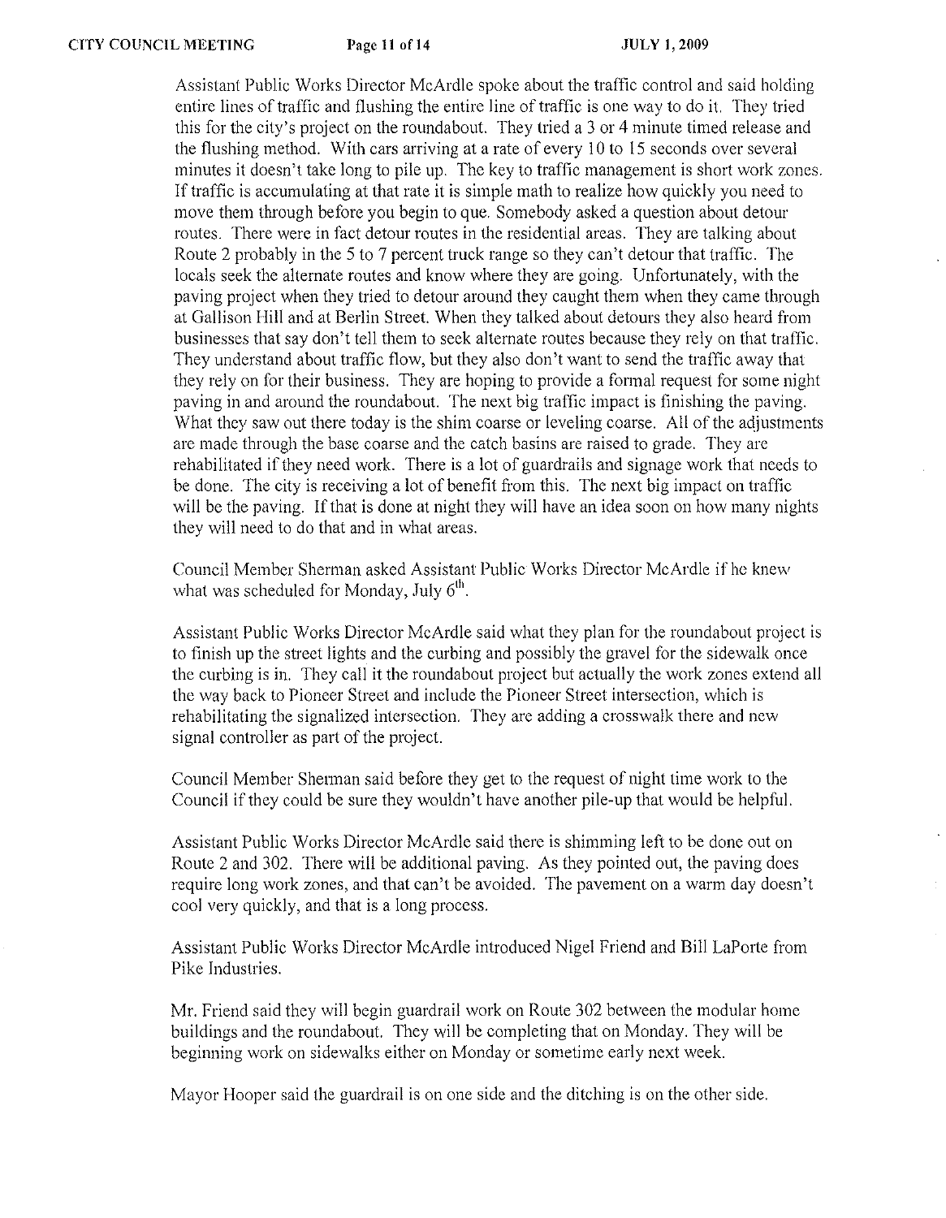Assistant Public Works Director McArdle spoke about the traffic control and said holding entire lines of traffic and flushing the entire line of traffic is one way to do it. They tried this for the city's project on the roundabout. They tried a 3 or 4 minute timed release and the flushing method. With cars arriving at a rate of every 10 to 15 seconds over several minutes it doesn't take long to pile up. The key to traffic management is short work zones. If traffic is accumulating at that rate it is simple math to realize how quickly you need to move them through before you begin to que. Somebody asked a question about detour routes. There were in fact detour routes in the residential areas. They are talking about Route 2 probably in the 5 to 7 percent truck range so they can't detour that traffic. The locals seek the alternate routes and know where they are going. Unfortunately, with the paving project when they tried to detour around they caught them when they came through at Gallison Hill and at Berlin Street. When they talked about detours they also heard from businesses that say don't tell them to seek alternate routes because they rely on that traffic. They understand about traffic flow, but they also don't want to send the traffic away that they rely on for their business. They are hoping to provide a formal request for some night paving in and around the roundabout. The next big traffic impact is finishing the paving. What they saw out there today is the shim coarse or leveling coarse. All of the adjustments are made through the base coarse and the catch basins are raised to grade. They are rehabilitated if they need work. There is a lot of guardrails and signage work that needs to be done. The city is receiving a lot of benefit from this. The next big impact on traffic will be the paving. If that is done at night they will have an idea soon on how many nights they will need to do that and in what areas.

Council Member Sherman asked Assistant Public Works Director McArdle if he knew what was scheduled for Monday, July 6th.

Assistant Public Works Director McArdle said what they plan for the roundabout project is to finish up the street lights and the curbing and possibly the gravel for the sidewalk once the curbing is in. They call it the roundabout project but actually the work zones extend all the way back to Pioneer Street and include the Pioneer Street intersection, which is rehabilitating the signalized intersection. They are adding a crosswalk there and new signal controller as part of the project.

Council Member Sherman said before they get to the request of night time work to the Council if they could be sure they wouldn't have another pile-up that would be helpful.

Assistant Public Works Director McArdle said there is shimming left to be done out on Route 2 and 302. There will be additional paving. As they pointed out, the paving does require long work zones, and that can't be avoided. The pavement on a warm day doesn't cool very quickly, and that is a long process.

Assistant Public Works Director McArdle introduced Nigel Friend and Bill LaPorte from Pike Industries.

Mr. Friend said they will begin guardrail work on Route 302 between the modular home buildings and the roundabout. They will be completing that on Monday. They will be beginning work on sidewalks either on Monday or sometime early next week.

Mayor Hooper said the guardrail is on one side and the ditching is on the other side.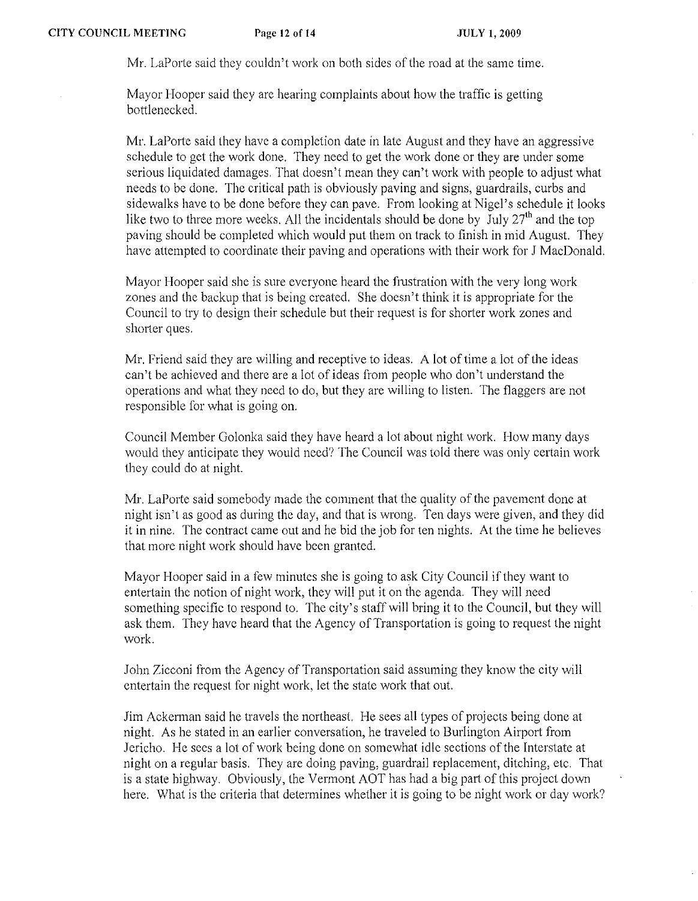Mr. LaPorte said they couldn't work on both sides of the road at the same time.

Mayor Hooper said they are hearing complaints about how the traffic is getting bottlenecked.

Mr. LaPorte said they have a completion date in late August and they have an aggressive schedule to get the work done. They need to get the work done or they are under some serious liquidated damages. That doesn't mean they can't work with people to adjust what needs to be done. The critical path is obviously paving and signs, guardrails, curbs and sidewalks have to be done before they can pave. From looking at Nigel's schedule it looks like two to three more weeks. All the incidentals should be done by July 27th and the top paving should be completed which would put them on track to finish in mid August. They have attempted to coordinate their paving and operations with their work for J MacDonald.

Mayor Hooper said she is sure everyone heard the frustration with the very long work zones and the backup that is being created. She doesn't think it is appropriate for the Council to try to design their schedule but their request is for shorter work zones and shorter ques.

Mr. Friend said they are willing and receptive to ideas. A lot of time a lot of the ideas can't be achieved and there are a lot of ideas from people who don't understand the operations and what they need to do, but they are willing to listen. The flaggers are not responsible for what is going on.

Council Member Golonka said they have heard a lot about night work. How many days would they anticipate they would need? The Council was told there was only certain work they could do at night.

Mr. LaPorte said somebody made the comment that the quality of the pavement done at night isn't as good as during the day, and that is wrong. Ten days were given, and they did it in nine. The contract came out and he bid the job for ten nights. At the time he believes that more night work should have been granted.

Mayor Hooper said in a few minutes she is going to ask City Council if they want to entertain the notion of night work, they will put it on the agenda. They will need something specific to respond to. The city's staff will bring it to the Council, but they will ask them. They have heard that the Agency of Transportation is going to request the night work.

John Zicconi from the Agency of Transportation said assuming they know the city will entertain the request for night work, let the state work that out.

Jim Ackerman said he travels the northeast. He sees all types of projects being done at night. As he stated in an earlier conversation, he traveled to Burlington Airport from Jericho. He sees a lot of work being done on somewhat idle sections of the Interstate at night on a regular basis. They are doing paving, guardrail replacement, ditching, etc. That is a state highway. Obviously, the Vermont AOT has had a big part of this project down here. What is the criteria that determines whether it is going to be night work or day work?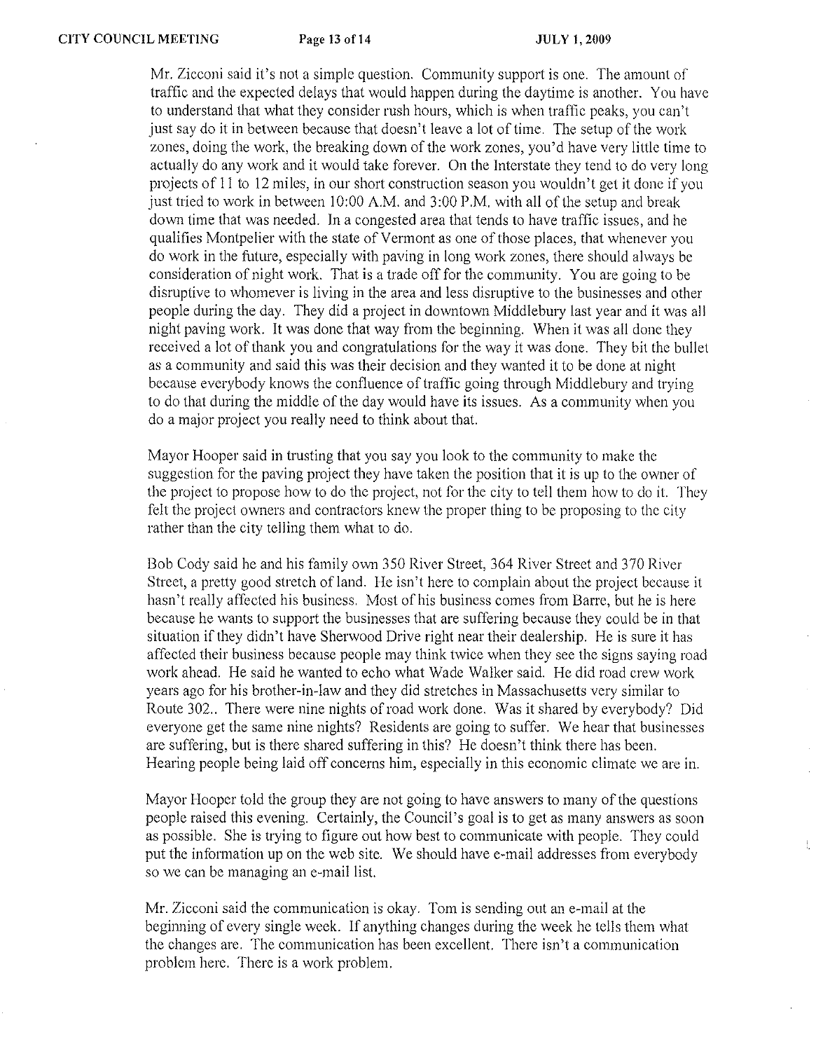Mr. Zicconi said it's not a simple question. Community support is one. The amount of traffic and the expected delays that would happen during the daytime is another. You have to understand that what they consider rush hours, which is when traffic peaks, you can't just say do it in between because that doesn't leave a lot of time. The setup of the work zones, doing the work, the breaking down of the work zones, you'd have very little time to actually do any work and it would take forever. On the Interstate they tend to do very long projects of 11 to 12 miles, in our short construction season you wouldn't get it done if you just tried to work in between 10:00 A.M. and 3:00 P.M. with all of the setup and break down time that was needed. In a congested area that tends to have traffic issues, and he qualifies Montpelier with the state of Vermont as one of those places, that whenever you do work in the future, especially with paving in long work zones, there should always be consideration of night work. That is a trade off for the community. You are going to be disruptive to whomever is living in the area and less disruptive to the businesses and other people during the day. They did a project in downtown Middlebury last year and it was all night paving work. It was done that way from the beginning. When it was all done they received a lot of thank you and congratulations for the way it was done. They bit the bullet as a community and said this was their decision and they wanted it to be done at night because everybody knows the confluence of traffic going through Middlebury and trying to do that during the middle of the day would have its issues. As a community when you do a major project you really need to think about that.

Mayor Hooper said in trusting that you say you look to the community to make the suggestion for the paving project they have taken the position that it is up to the owner of the project to propose how to do the project, not for the city to tell them how to do it. They felt the project owners and contractors knew the proper thing to be proposing to the city rather than the city telling them what to do.

Bob Cody said he and his family own 350 River Street, 364 River Street and 370 River Street, a pretty good stretch of land. He isn't here to complain about the project because it hasn't really affected his business. Most of his business comes from Barre, but he is here because he wants to support the businesses that are suffering because they could be in that situation if they didn't have Sherwood Drive right near their dealership. He is sure it has affected their business because people may think twice when they see the signs saying road work ahead. He said he wanted to echo what Wade Walker said. He did road crew work years ago for his brother-in-law and they did stretches in Massachusetts very similar to Route 302.. There were nine nights of road work done. Was it shared by everybody? Did everyone get the same nine nights? Residents are going to suffer. We hear that businesses are suffering, but is there shared suffering in this? He doesn't think there has been. Hearing people being laid off concerns him, especially in this economic climate we are in.

Mayor Hooper told the group they are not going to have answers to many of the questions people raised this evening. Certainly, the Council's goal is to get as many answers as soon as possible. She is trying to figure out how best to communicate with people. They could put the information up on the web site. We should have e-mail addresses from everybody so we can be managing an e-mail list.

Mr. Zicconi said the communication is okay. Tom is sending out an e-mail at the beginning of every single week. If anything changes during the week he tells them what the changes are. The communication has been excellent. There isn't a communication problem here. There is a work problem.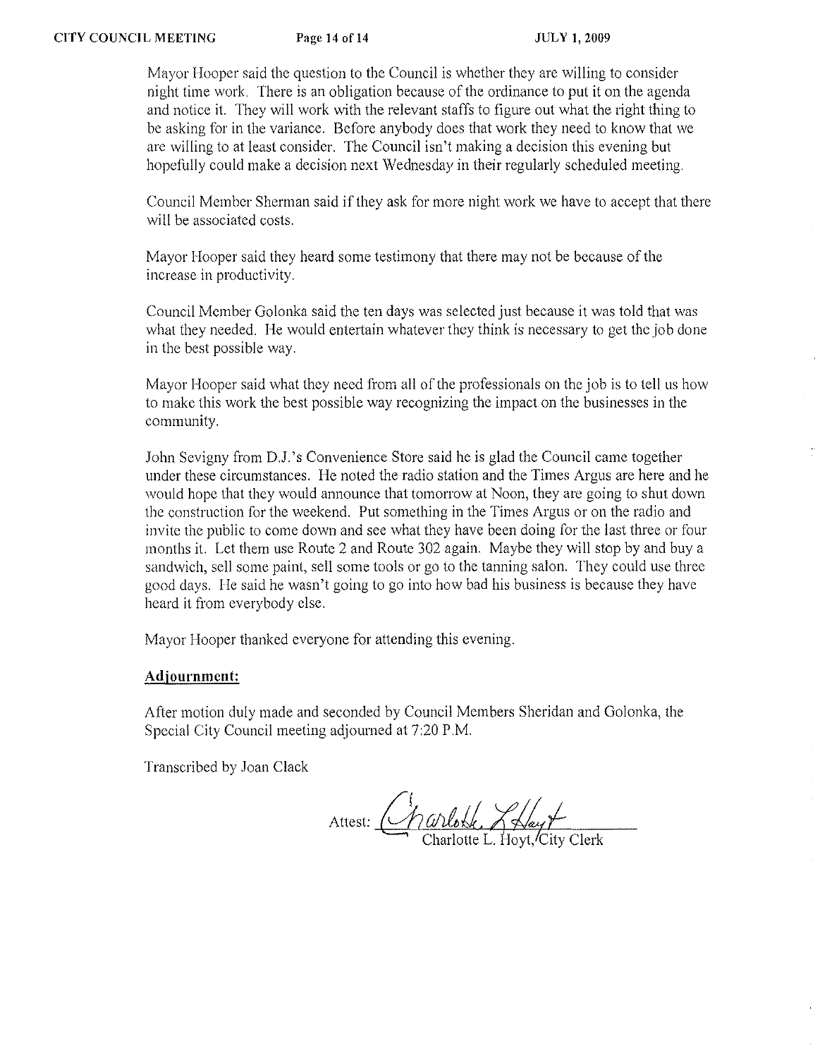Mayor Hooper said the question to the Council is whether they are willing to consider night time work. There is an obligation because of the ordinance to put it on the agenda and notice it. They will work with the relevant staffs to figure out what the right thing to be asking for in the variance. Before anybody does that work they need to know that we are willing to at least consider. The Council isn't making a decision this evening but hopefully could make a decision next Wednesday in their regularly scheduled meeting.

Council Member Sherman said if they ask for more night work we have to accept that there will be associated costs.

Mayor Hooper said they heard some testimony that there may not be because of the increase in productivity.

Council Member Golonka said the ten days was selected just because it was told that was what they needed. He would entertain whatever they think is necessary to get the job done in the best possible way.

Mayor Hooper said what they need from all of the professionals on the job is to tell us how to make this work the best possible way recognizing the impact on the businesses in the community.

John Sevigny from D.J.'s Convenience Store said he is glad the Council came together under these circumstances. He noted the radio station and the Times Argus are here and he would hope that they would announce that tomorrow at Noon, they are going to shut down the construction for the weekend. Put something in the Times Argus or on the radio and invite the public to come down and see what they have been doing for the last three or four months it. Let them use Route 2 and Route 302 again. Maybe they will stop by and buy a sandwich, sell some paint, sell some tools or go to the tanning salon. They could use three good days. He said he wasn't going to go into how bad his business is because they have heard it from everybody else.

Mayor Hooper thanked everyone for attending this evening.

## **Adjournment:**

After motion duly made and seconded by Council Members Sheridan and Golonka, the Special City Council meeting adjourned at 7:20 P.M.

Transcribed by Joan Clack

Attest: Charlotte L. Hoyt
Charlotte L. Hoyt, City Clerk